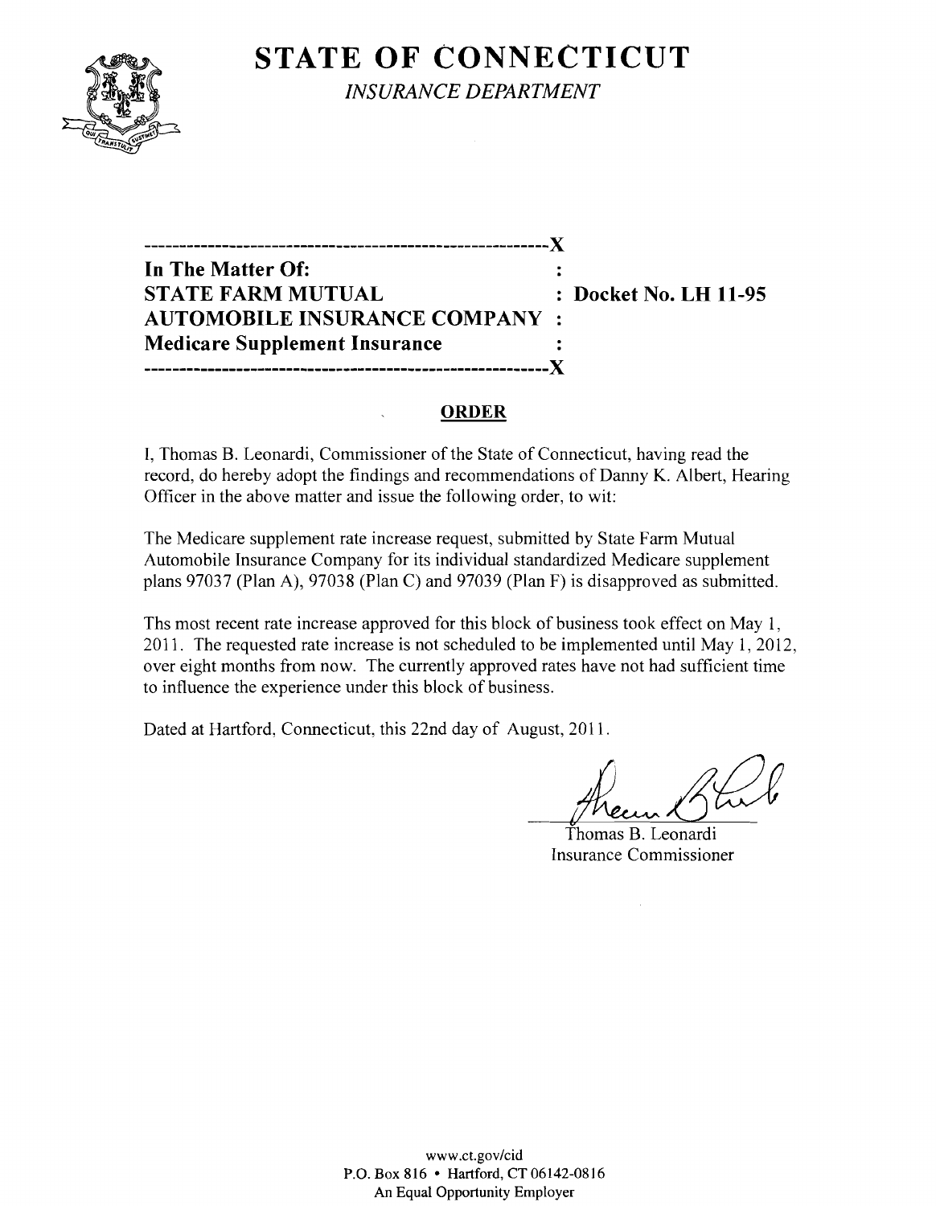# STATE OF CONNECTICUT

*INSURANCE DEPARTMENT*

---------------------------------------------------------X
**In The Matter Of:** :
**STATE FARM MUTUAL** : **Docket No. LH 11-95**
**AUTOMOBILE INSURANCE COMPANY** :
**Medicare Supplement Insurance** :
---------------------------------------------------------X

## ORDER

I, Thomas B. Leonardi, Commissioner of the State of Connecticut, having read the record, do hereby adopt the findings and recommendations of Danny K. Albert, Hearing Officer in the above matter and issue the following order, to wit:

The Medicare supplement rate increase request, submitted by State Farm Mutual Automobile Insurance Company for its individual standardized Medicare supplement plans 97037 (Plan A), 97038 (Plan C) and 97039 (Plan F) is disapproved as submitted.

Ths most recent rate increase approved for this block of business took effect on May 1, 2011. The requested rate increase is not scheduled to be implemented until May 1, 2012, over eight months from now. The currently approved rates have not had sufficient time to influence the experience under this block of business.

Dated at Hartford, Connecticut, this 22nd day of August, 2011.

Thomas B. Leonardi
Insurance Commissioner

www.ct.gov/cid
P.O. Box 816 • Hartford, CT 06142-0816
An Equal Opportunity Employer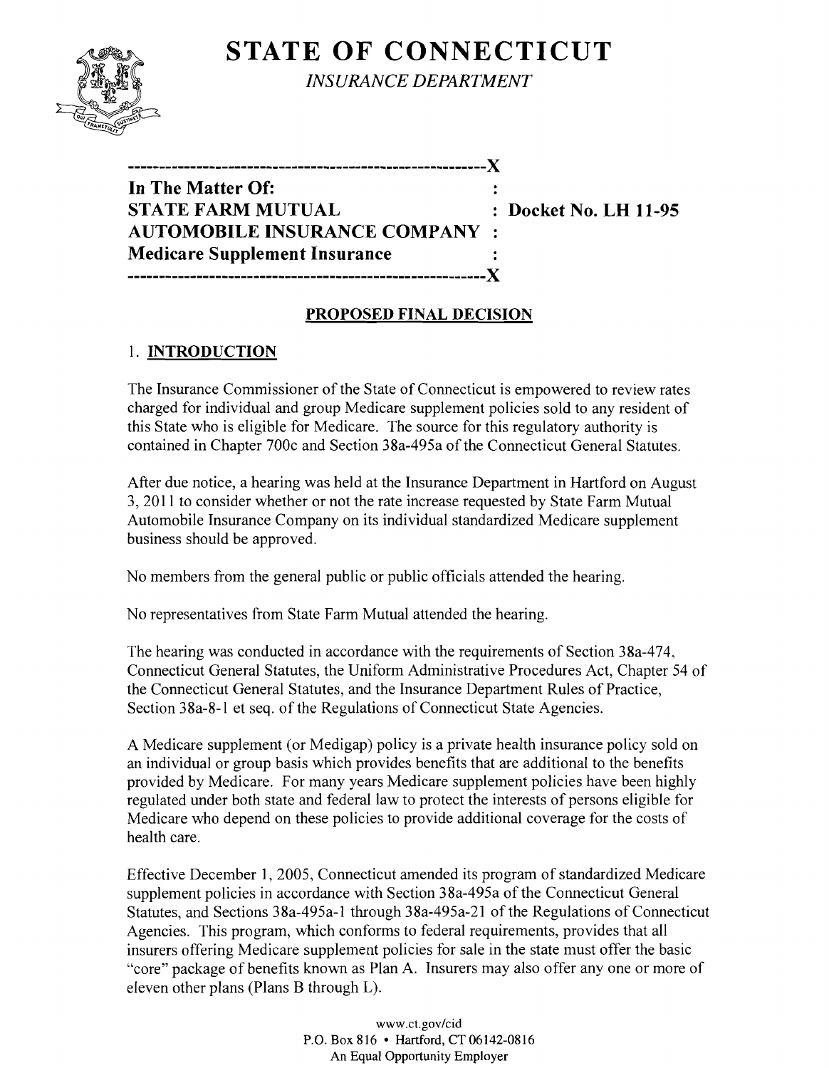# STATE OF CONNECTICUT

*INSURANCE DEPARTMENT*

```
---------------------------------------------------------X
In The Matter Of:                                         :
STATE FARM MUTUAL                                         : Docket No. LH 11-95
AUTOMOBILE INSURANCE COMPANY                              :
Medicare Supplement Insurance                             :
---------------------------------------------------------X
```

## PROPOSED FINAL DECISION

### 1. INTRODUCTION

The Insurance Commissioner of the State of Connecticut is empowered to review rates charged for individual and group Medicare supplement policies sold to any resident of this State who is eligible for Medicare. The source for this regulatory authority is contained in Chapter 700c and Section 38a-495a of the Connecticut General Statutes.

After due notice, a hearing was held at the Insurance Department in Hartford on August 3, 2011 to consider whether or not the rate increase requested by State Farm Mutual Automobile Insurance Company on its individual standardized Medicare supplement business should be approved.

No members from the general public or public officials attended the hearing.

No representatives from State Farm Mutual attended the hearing.

The hearing was conducted in accordance with the requirements of Section 38a-474, Connecticut General Statutes, the Uniform Administrative Procedures Act, Chapter 54 of the Connecticut General Statutes, and the Insurance Department Rules of Practice, Section 38a-8-1 et seq. of the Regulations of Connecticut State Agencies.

A Medicare supplement (or Medigap) policy is a private health insurance policy sold on an individual or group basis which provides benefits that are additional to the benefits provided by Medicare. For many years Medicare supplement policies have been highly regulated under both state and federal law to protect the interests of persons eligible for Medicare who depend on these policies to provide additional coverage for the costs of health care.

Effective December 1, 2005, Connecticut amended its program of standardized Medicare supplement policies in accordance with Section 38a-495a of the Connecticut General Statutes, and Sections 38a-495a-1 through 38a-495a-21 of the Regulations of Connecticut Agencies. This program, which conforms to federal requirements, provides that all insurers offering Medicare supplement policies for sale in the state must offer the basic "core" package of benefits known as Plan A. Insurers may also offer any one or more of eleven other plans (Plans B through L).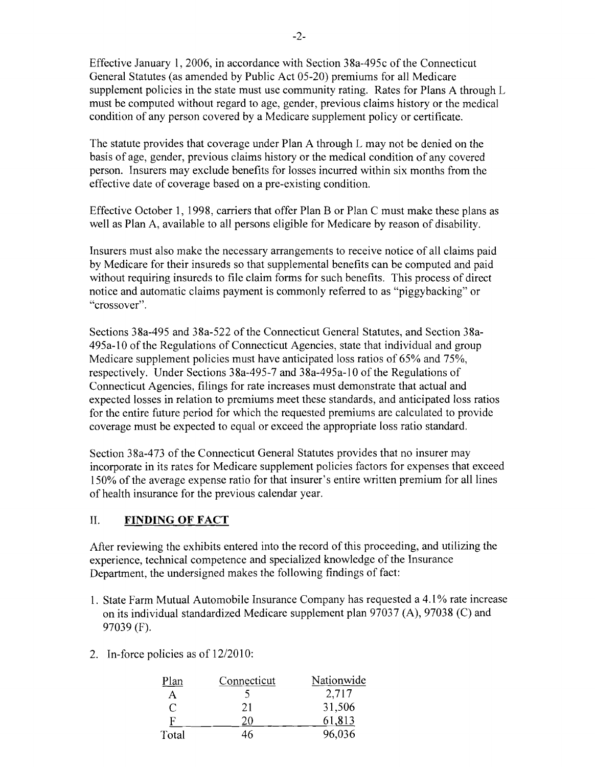Effective January 1, 2006, in accordance with Section 38a-495c of the Connecticut General Statutes (as amended by Public Act 05-20) premiums for all Medicare supplement policies in the state must use community rating. Rates for Plans A through L must be computed without regard to age, gender, previous claims history or the medical condition of any person covered by a Medicare supplement policy or certificate.

The statute provides that coverage under Plan A through L may not be denied on the basis of age, gender, previous claims history or the medical condition of any covered person. Insurers may exclude benefits for losses incurred within six months from the effective date of coverage based on a pre-existing condition.

Effective October 1, 1998, carriers that offer Plan B or Plan C must make these plans as well as Plan A, available to all persons eligible for Medicare by reason of disability.

Insurers must also make the necessary arrangements to receive notice of all claims paid by Medicare for their insureds so that supplemental benefits can be computed and paid without requiring insureds to file claim forms for such benefits. This process of direct notice and automatic claims payment is commonly referred to as "piggybacking" or "crossover".

Sections 38a-495 and 38a-522 of the Connecticut General Statutes, and Section 38a-495a-10 of the Regulations of Connecticut Agencies, state that individual and group Medicare supplement policies must have anticipated loss ratios of 65% and 75%, respectively. Under Sections 38a-495-7 and 38a-495a-10 of the Regulations of Connecticut Agencies, filings for rate increases must demonstrate that actual and expected losses in relation to premiums meet these standards, and anticipated loss ratios for the entire future period for which the requested premiums are calculated to provide coverage must be expected to equal or exceed the appropriate loss ratio standard.

Section 38a-473 of the Connecticut General Statutes provides that no insurer may incorporate in its rates for Medicare supplement policies factors for expenses that exceed 150% of the average expense ratio for that insurer's entire written premium for all lines of health insurance for the previous calendar year.

## II. FINDING OF FACT

After reviewing the exhibits entered into the record of this proceeding, and utilizing the experience, technical competence and specialized knowledge of the Insurance Department, the undersigned makes the following findings of fact:

1. State Farm Mutual Automobile Insurance Company has requested a 4.1% rate increase on its individual standardized Medicare supplement plan 97037 (A), 97038 (C) and 97039 (F).

2. In-force policies as of 12/2010:

| Plan | Connecticut | Nationwide |
|---|---|---|
| A | 5 | 2,717 |
| C | 21 | 31,506 |
| F | 20 | 61,813 |
| Total | 46 | 96,036 |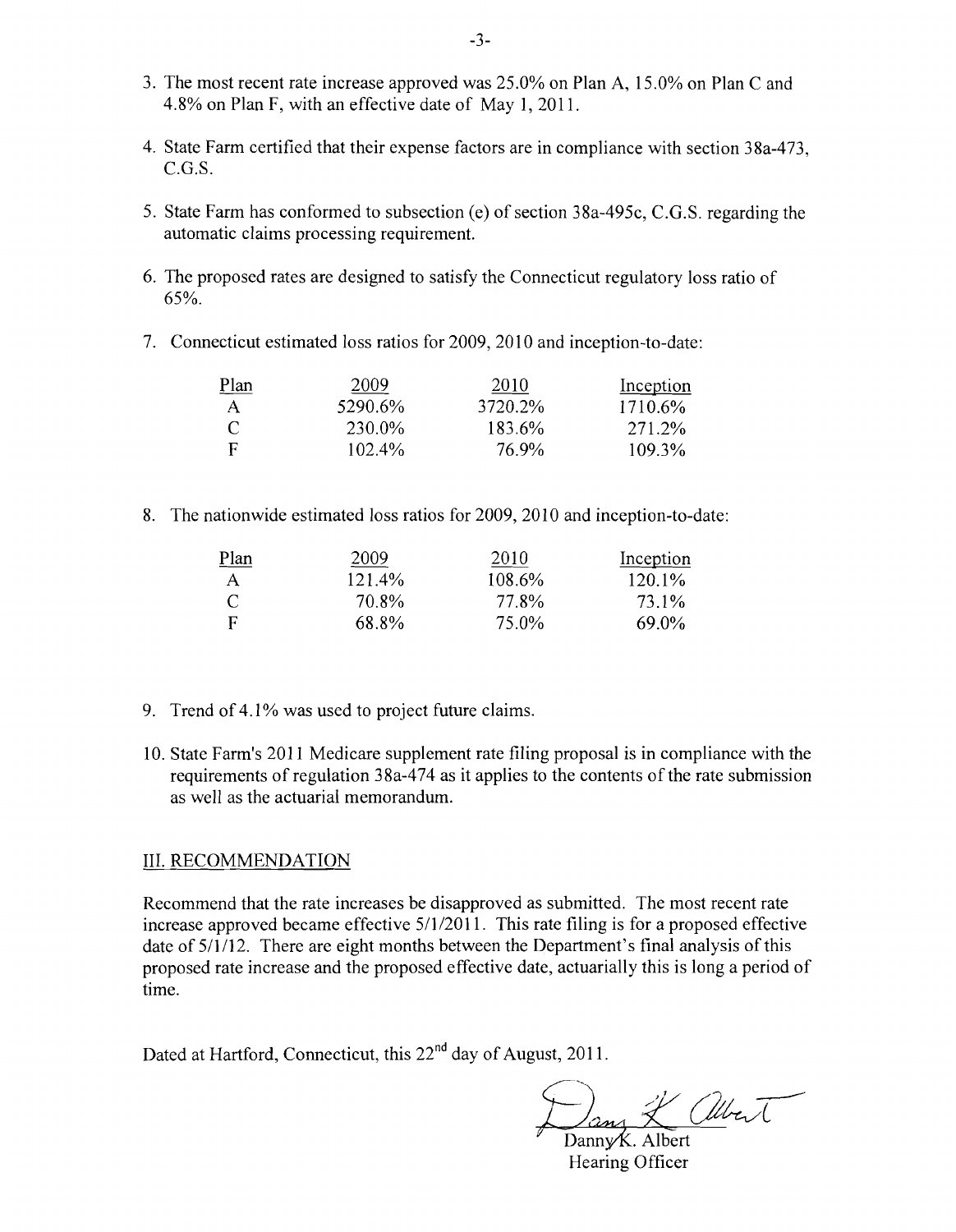3. The most recent rate increase approved was 25.0% on Plan A, 15.0% on Plan C and 4.8% on Plan F, with an effective date of May 1, 2011.

4. State Farm certified that their expense factors are in compliance with section 38a-473, C.G.S.

5. State Farm has conformed to subsection (e) of section 38a-495c, C.G.S. regarding the automatic claims processing requirement.

6. The proposed rates are designed to satisfy the Connecticut regulatory loss ratio of 65%.

7. Connecticut estimated loss ratios for 2009, 2010 and inception-to-date:

| Plan | 2009 | 2010 | Inception |
|---|---|---|---|
| A | 5290.6% | 3720.2% | 1710.6% |
| C | 230.0% | 183.6% | 271.2% |
| F | 102.4% | 76.9% | 109.3% |

8. The nationwide estimated loss ratios for 2009, 2010 and inception-to-date:

| Plan | 2009 | 2010 | Inception |
|---|---|---|---|
| A | 121.4% | 108.6% | 120.1% |
| C | 70.8% | 77.8% | 73.1% |
| F | 68.8% | 75.0% | 69.0% |

9. Trend of 4.1% was used to project future claims.

10. State Farm's 2011 Medicare supplement rate filing proposal is in compliance with the requirements of regulation 38a-474 as it applies to the contents of the rate submission as well as the actuarial memorandum.

## III. RECOMMENDATION

Recommend that the rate increases be disapproved as submitted. The most recent rate increase approved became effective 5/1/2011. This rate filing is for a proposed effective date of 5/1/12. There are eight months between the Department's final analysis of this proposed rate increase and the proposed effective date, actuarially this is long a period of time.

Dated at Hartford, Connecticut, this 22nd day of August, 2011.

Danny K. Albert
Hearing Officer